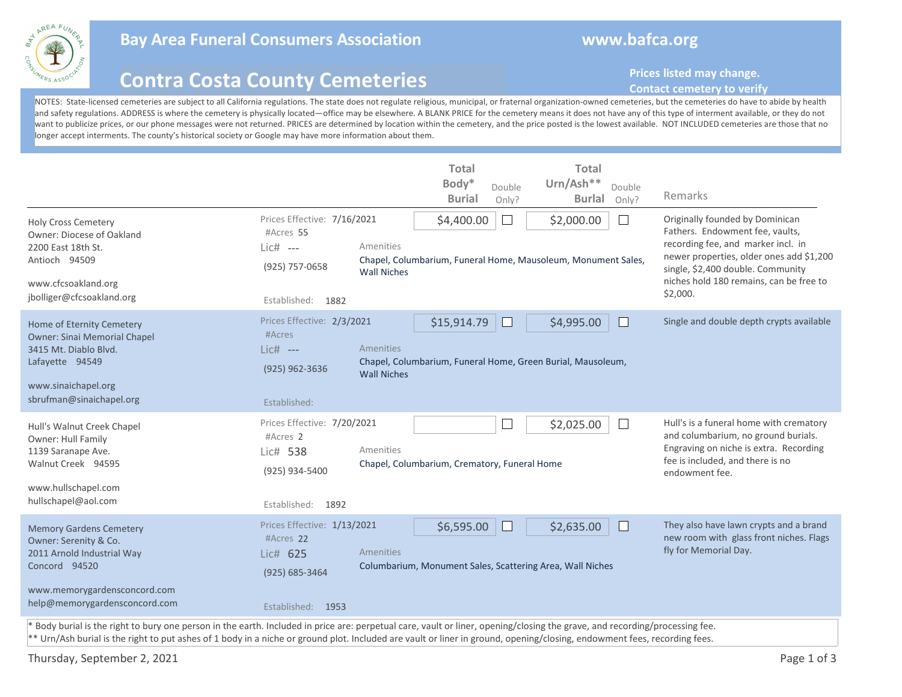# Bay Area Funeral Consumers Association

www.bafca.org

## Contra Costa County Cemeteries

**Prices listed may change. Contact cemetery to verify**

NOTES: State-licensed cemeteries are subject to all California regulations. The state does not regulate religious, municipal, or fraternal organization-owned cemeteries, but the cemeteries do have to abide by health and safety regulations. ADDRESS is where the cemetery is physically located—office may be elsewhere. A BLANK PRICE for the cemetery means it does not have any of this type of interment available, or they do not want to publicize prices, or our phone messages were not returned. PRICES are determined by location within the cemetery, and the price posted is the lowest available. NOT INCLUDED cemeteries are those that no longer accept interments. The county's historical society or Google may have more information about them.

| Cemetery | Details | Amenities | Total Body* Burial | Double Only? | Total Urn/Ash** Burial | Double Only? | Remarks |
|---|---|---|---|---|---|---|---|
| Holy Cross Cemetery<br>Owner: Diocese of Oakland<br>2200 East 18th St.<br>Antioch 94509<br>www.cfcsoakland.org<br>jbolliger@cfcsoakland.org | Prices Effective: 7/16/2021<br>#Acres 55<br>Lic# ---<br>(925) 757-0658<br>Established: 1882 | Chapel, Columbarium, Funeral Home, Mausoleum, Monument Sales, Wall Niches | $4,400.00 | ☐ | $2,000.00 | ☐ | Originally founded by Dominican Fathers. Endowment fee, vaults, recording fee, and marker incl. in newer properties, older ones add $1,200 single, $2,400 double. Community niches hold 180 remains, can be free to $2,000. |
| Home of Eternity Cemetery<br>Owner: Sinai Memorial Chapel<br>3415 Mt. Diablo Blvd.<br>Lafayette 94549<br>www.sinaichapel.org<br>sbrufman@sinaichapel.org | Prices Effective: 2/3/2021<br>#Acres<br>Lic# ---<br>(925) 962-3636<br>Established: | Chapel, Columbarium, Funeral Home, Green Burial, Mausoleum, Wall Niches | $15,914.79 | ☐ | $4,995.00 | ☐ | Single and double depth crypts available |
| Hull's Walnut Creek Chapel<br>Owner: Hull Family<br>1139 Saranape Ave.<br>Walnut Creek 94595<br>www.hullschapel.com<br>hullschapel@aol.com | Prices Effective: 7/20/2021<br>#Acres 2<br>Lic# 538<br>(925) 934-5400<br>Established: 1892 | Chapel, Columbarium, Crematory, Funeral Home | | ☐ | $2,025.00 | ☐ | Hull's is a funeral home with crematory and columbarium, no ground burials. Engraving on niche is extra. Recording fee is included, and there is no endowment fee. |
| Memory Gardens Cemetery<br>Owner: Serenity & Co.<br>2011 Arnold Industrial Way<br>Concord 94520<br>www.memorygardensconcord.com<br>help@memorygardensconcord.com | Prices Effective: 1/13/2021<br>#Acres 22<br>Lic# 625<br>(925) 685-3464<br>Established: 1953 | Columbarium, Monument Sales, Scattering Area, Wall Niches | $6,595.00 | ☐ | $2,635.00 | ☐ | They also have lawn crypts and a brand new room with glass front niches. Flags fly for Memorial Day. |

\* Body burial is the right to bury one person in the earth. Included in price are: perpetual care, vault or liner, opening/closing the grave, and recording/processing fee.

\*\* Urn/Ash burial is the right to put ashes of 1 body in a niche or ground plot. Included are vault or liner in ground, opening/closing, endowment fees, recording fees.

Thursday, September 2, 2021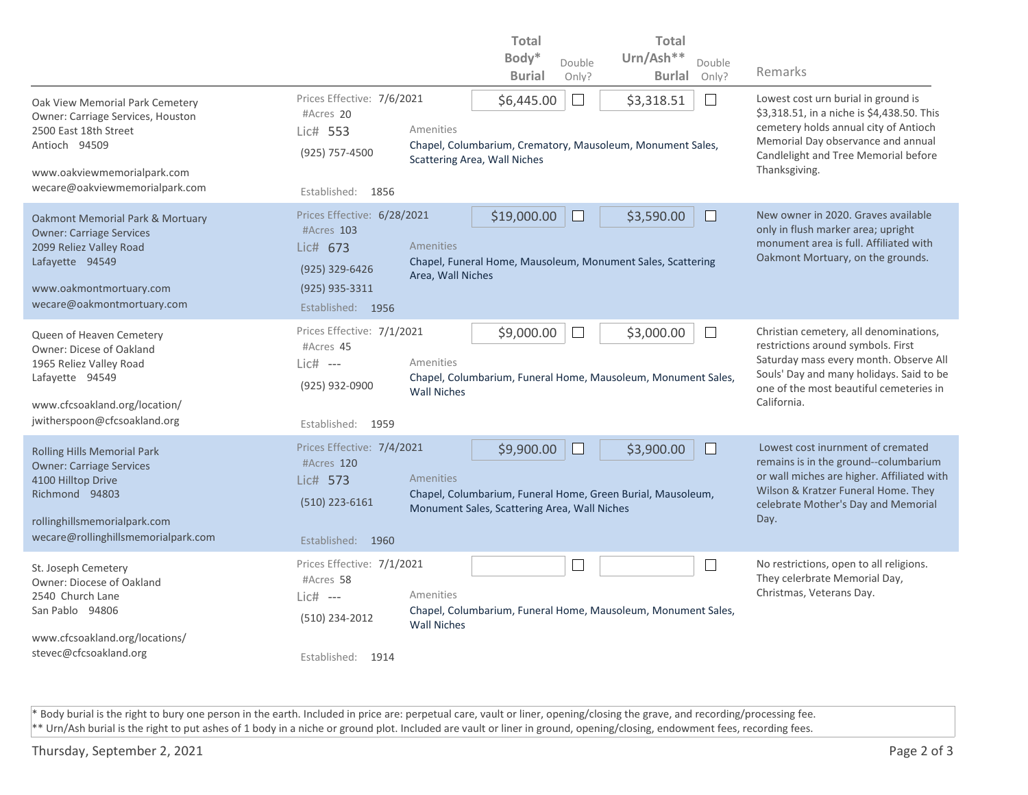| | | Total Body* Burial | Double Only? | Total Urn/Ash** Burl | Double Only? | Remarks |
|---|---|---|---|---|---|---|
| Oak View Memorial Park Cemetery<br>Owner: Carriage Services, Houston<br>2500 East 18th Street<br>Antioch 94509<br><br>www.oakviewmemorialpark.com<br>wecare@oakviewmemorialpark.com | Prices Effective: 7/6/2021<br>#Acres 20<br>Lic# 553<br>(925) 757-4500<br>Established: 1856<br><br>Amenities<br>Chapel, Columbarium, Crematory, Mausoleum, Monument Sales, Scattering Area, Wall Niches | $6,445.00 | ☐ | $3,318.51 | ☐ | Lowest cost urn burial in ground is $3,318.51, in a niche is $4,438.50. This cemetery holds annual city of Antioch Memorial Day observance and annual Candlelight and Tree Memorial before Thanksgiving. |
| Oakmont Memorial Park & Mortuary<br>Owner: Carriage Services<br>2099 Reliez Valley Road<br>Lafayette 94549<br><br>www.oakmontmortuary.com<br>wecare@oakmontmortuary.com | Prices Effective: 6/28/2021<br>#Acres 103<br>Lic# 673<br>(925) 329-6426<br>(925) 935-3311<br>Established: 1956<br><br>Amenities<br>Chapel, Funeral Home, Mausoleum, Monument Sales, Scattering Area, Wall Niches | $19,000.00 | ☐ | $3,590.00 | ☐ | New owner in 2020. Graves available only in flush marker area; upright monument area is full. Affiliated with Oakmont Mortuary, on the grounds. |
| Queen of Heaven Cemetery<br>Owner: Dicese of Oakland<br>1965 Reliez Valley Road<br>Lafayette 94549<br><br>www.cfcsoakland.org/location/<br>jwitherspoon@cfcsoakland.org | Prices Effective: 7/1/2021<br>#Acres 45<br>Lic# ---<br>(925) 932-0900<br>Established: 1959<br><br>Amenities<br>Chapel, Columbarium, Funeral Home, Mausoleum, Monument Sales, Wall Niches | $9,000.00 | ☐ | $3,000.00 | ☐ | Christian cemetery, all denominations, restrictions around symbols. First Saturday mass every month. Observe All Souls' Day and many holidays. Said to be one of the most beautiful cemeteries in California. |
| Rolling Hills Memorial Park<br>Owner: Carriage Services<br>4100 Hilltop Drive<br>Richmond 94803<br><br>rollinghillsmemorialpark.com<br>wecare@rollinghillsmemorialpark.com | Prices Effective: 7/4/2021<br>#Acres 120<br>Lic# 573<br>(510) 223-6161<br>Established: 1960<br><br>Amenities<br>Chapel, Columbarium, Funeral Home, Green Burial, Mausoleum, Monument Sales, Scattering Area, Wall Niches | $9,900.00 | ☐ | $3,900.00 | ☐ | Lowest cost inurnment of cremated remains is in the ground--columbarium or wall miches are higher. Affiliated with Wilson & Kratzer Funeral Home. They celebrate Mother's Day and Memorial Day. |
| St. Joseph Cemetery<br>Owner: Diocese of Oakland<br>2540 Church Lane<br>San Pablo 94806<br><br>www.cfcsoakland.org/locations/<br>stevec@cfcsoakland.org | Prices Effective: 7/1/2021<br>#Acres 58<br>Lic# ---<br>(510) 234-2012<br>Established: 1914<br><br>Amenities<br>Chapel, Columbarium, Funeral Home, Mausoleum, Monument Sales, Wall Niches | | ☐ | | ☐ | No restrictions, open to all religions. They celebrate Memorial Day, Christmas, Veterans Day. |

\* Body burial is the right to bury one person in the earth. Included in price are: perpetual care, vault or liner, opening/closing the grave, and recording/processing fee.
\*\* Urn/Ash burial is the right to put ashes of 1 body in a niche or ground plot. Included are vault or liner in ground, opening/closing, endowment fees, recording fees.

Thursday, September 2, 2021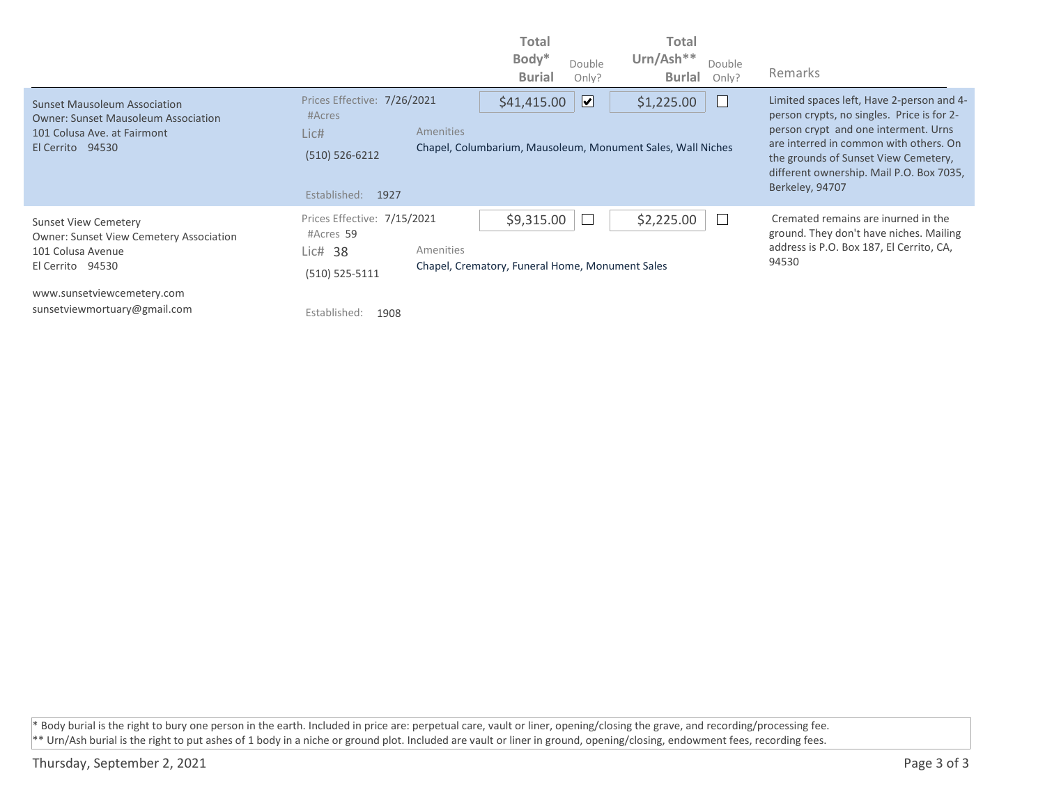| | | Total Body* Burial | Double Only? | Total Urn/Ash** Burial | Double Only? | Remarks |
|---|---|---|---|---|---|---|
| Sunset Mausoleum Association<br>Owner: Sunset Mausoleum Association<br>101 Colusa Ave. at Fairmont<br>El Cerrito 94530 | Prices Effective: 7/26/2021<br>#Acres<br>Lic#<br>(510) 526-6212<br>Established: 1927<br>Amenities: Chapel, Columbarium, Mausoleum, Monument Sales, Wall Niches | $41,415.00 | ☑ | $1,225.00 | ☐ | Limited spaces left, Have 2-person and 4-person crypts, no singles. Price is for 2-person crypt and one interment. Urns are interred in common with others. On the grounds of Sunset View Cemetery, different ownership. Mail P.O. Box 7035, Berkeley, 94707 |
| Sunset View Cemetery<br>Owner: Sunset View Cemetery Association<br>101 Colusa Avenue<br>El Cerrito 94530<br>www.sunsetviewcemetery.com<br>sunsetviewmortuary@gmail.com | Prices Effective: 7/15/2021<br>#Acres 59<br>Lic# 38<br>(510) 525-5111<br>Established: 1908<br>Amenities: Chapel, Crematory, Funeral Home, Monument Sales | $9,315.00 | ☐ | $2,225.00 | ☐ | Cremated remains are inurned in the ground. They don't have niches. Mailing address is P.O. Box 187, El Cerrito, CA, 94530 |

* Body burial is the right to bury one person in the earth. Included in price are: perpetual care, vault or liner, opening/closing the grave, and recording/processing fee.
** Urn/Ash burial is the right to put ashes of 1 body in a niche or ground plot. Included are vault or liner in ground, opening/closing, endowment fees, recording fees.

Thursday, September 2, 2021